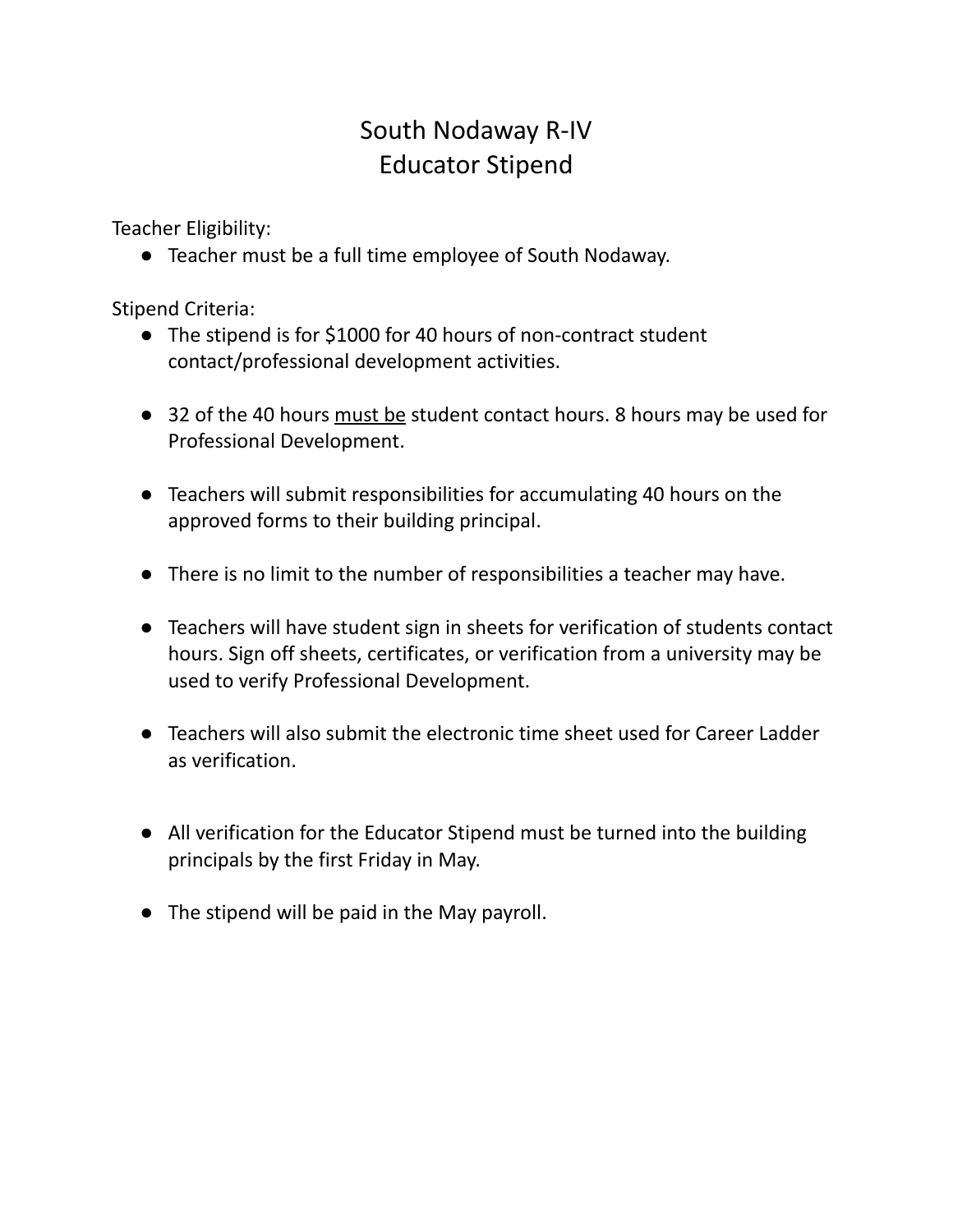# South Nodaway R-IV
# Educator Stipend

Teacher Eligibility:

- Teacher must be a full time employee of South Nodaway.

Stipend Criteria:

- The stipend is for $1000 for 40 hours of non-contract student contact/professional development activities.

- 32 of the 40 hours <u>must be</u> student contact hours. 8 hours may be used for Professional Development.

- Teachers will submit responsibilities for accumulating 40 hours on the approved forms to their building principal.

- There is no limit to the number of responsibilities a teacher may have.

- Teachers will have student sign in sheets for verification of students contact hours. Sign off sheets, certificates, or verification from a university may be used to verify Professional Development.

- Teachers will also submit the electronic time sheet used for Career Ladder as verification.

- All verification for the Educator Stipend must be turned into the building principals by the first Friday in May.

- The stipend will be paid in the May payroll.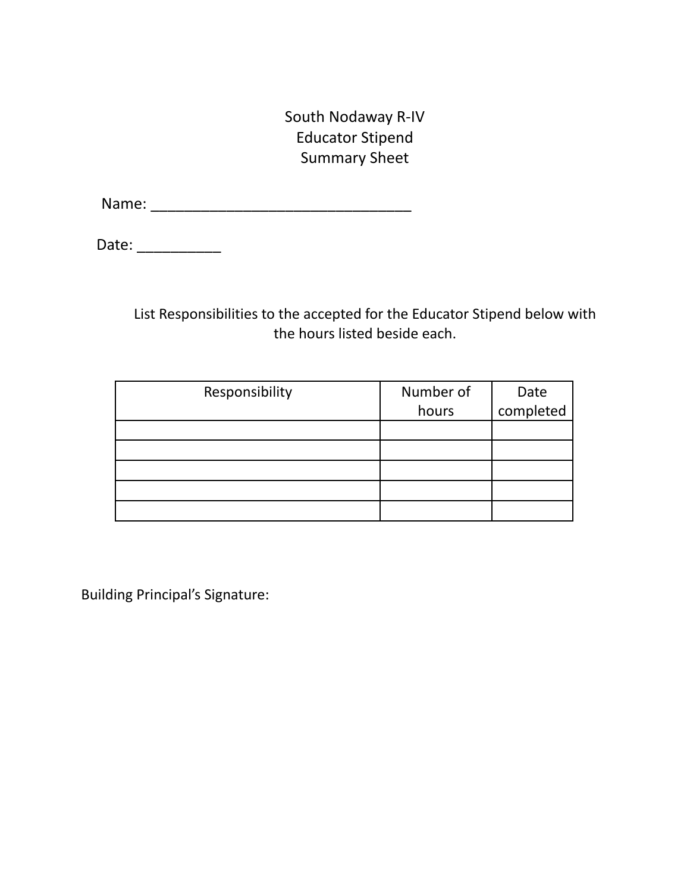# South Nodaway R-IV
# Educator Stipend
# Summary Sheet

Name: ________________________________

Date: __________

List Responsibilities to the accepted for the Educator Stipend below with the hours listed beside each.

| Responsibility | Number of hours | Date completed |
|---|---|---|
| | | |
| | | |
| | | |
| | | |
| | | |

Building Principal's Signature: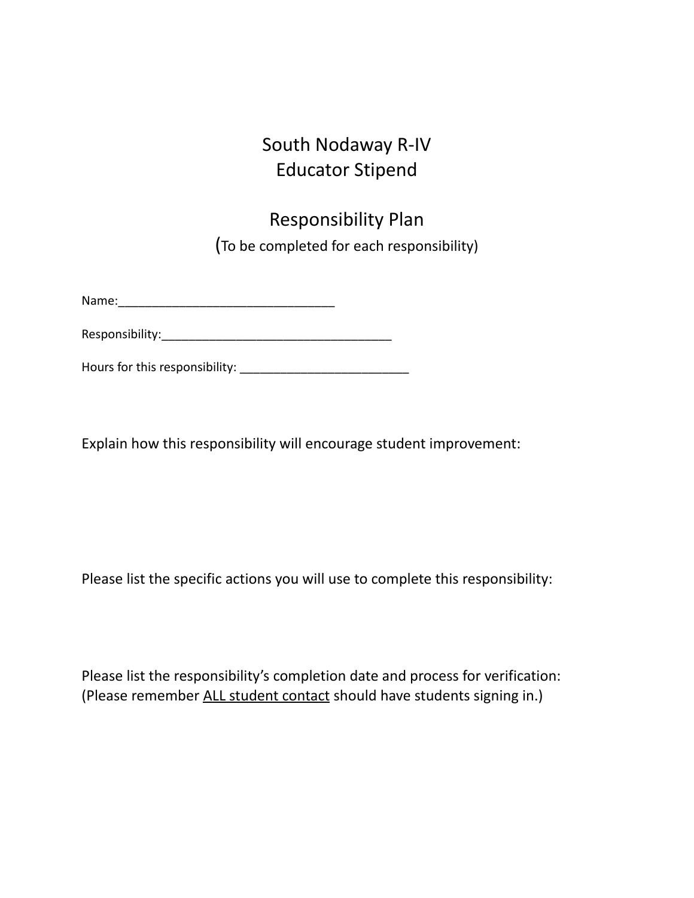# South Nodaway R-IV
# Educator Stipend

## Responsibility Plan

(To be completed for each responsibility)

Name:________________________________

Responsibility:__________________________________

Hours for this responsibility: _________________________

Explain how this responsibility will encourage student improvement:

Please list the specific actions you will use to complete this responsibility:

Please list the responsibility's completion date and process for verification:
(Please remember <u>ALL student contact</u> should have students signing in.)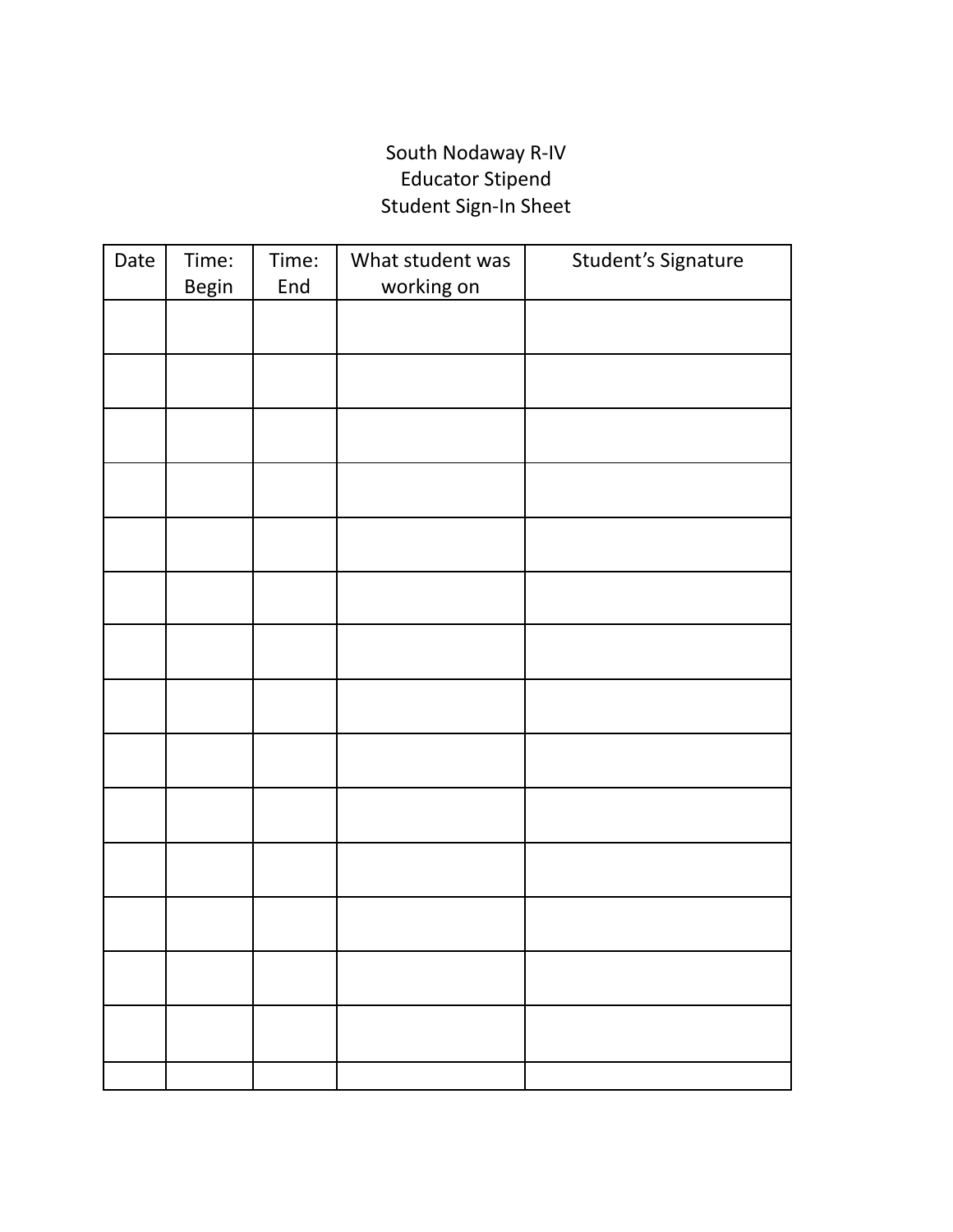South Nodaway R-IV
Educator Stipend
Student Sign-In Sheet

| Date | Time: Begin | Time: End | What student was working on | Student's Signature |
|---|---|---|---|---|
| | | | | |
| | | | | |
| | | | | |
| | | | | |
| | | | | |
| | | | | |
| | | | | |
| | | | | |
| | | | | |
| | | | | |
| | | | | |
| | | | | |
| | | | | |
| | | | | |
| | | | | |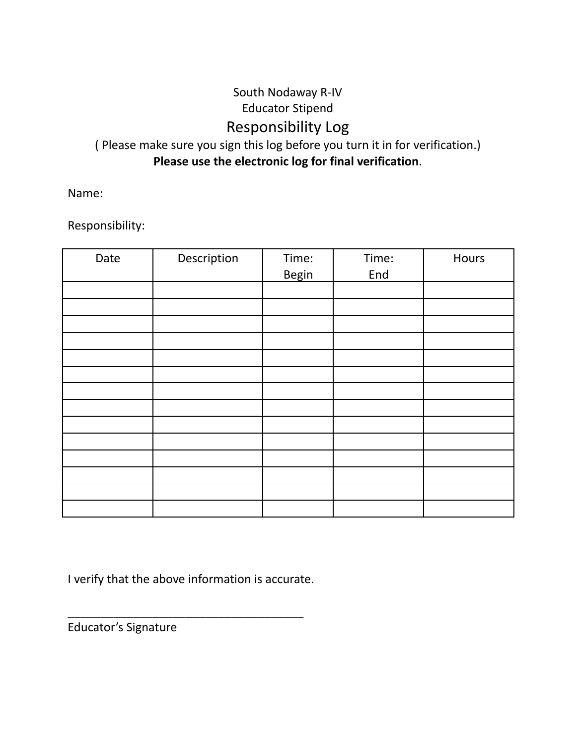South Nodaway R-IV

Educator Stipend

# Responsibility Log

( Please make sure you sign this log before you turn it in for verification.)

**Please use the electronic log for final verification**.

Name:

Responsibility:

| Date | Description | Time: Begin | Time: End | Hours |
|---|---|---|---|---|
| | | | | |
| | | | | |
| | | | | |
| | | | | |
| | | | | |
| | | | | |
| | | | | |
| | | | | |
| | | | | |
| | | | | |
| | | | | |
| | | | | |
| | | | | |
| | | | | |

I verify that the above information is accurate.

_____________________________________

Educator's Signature